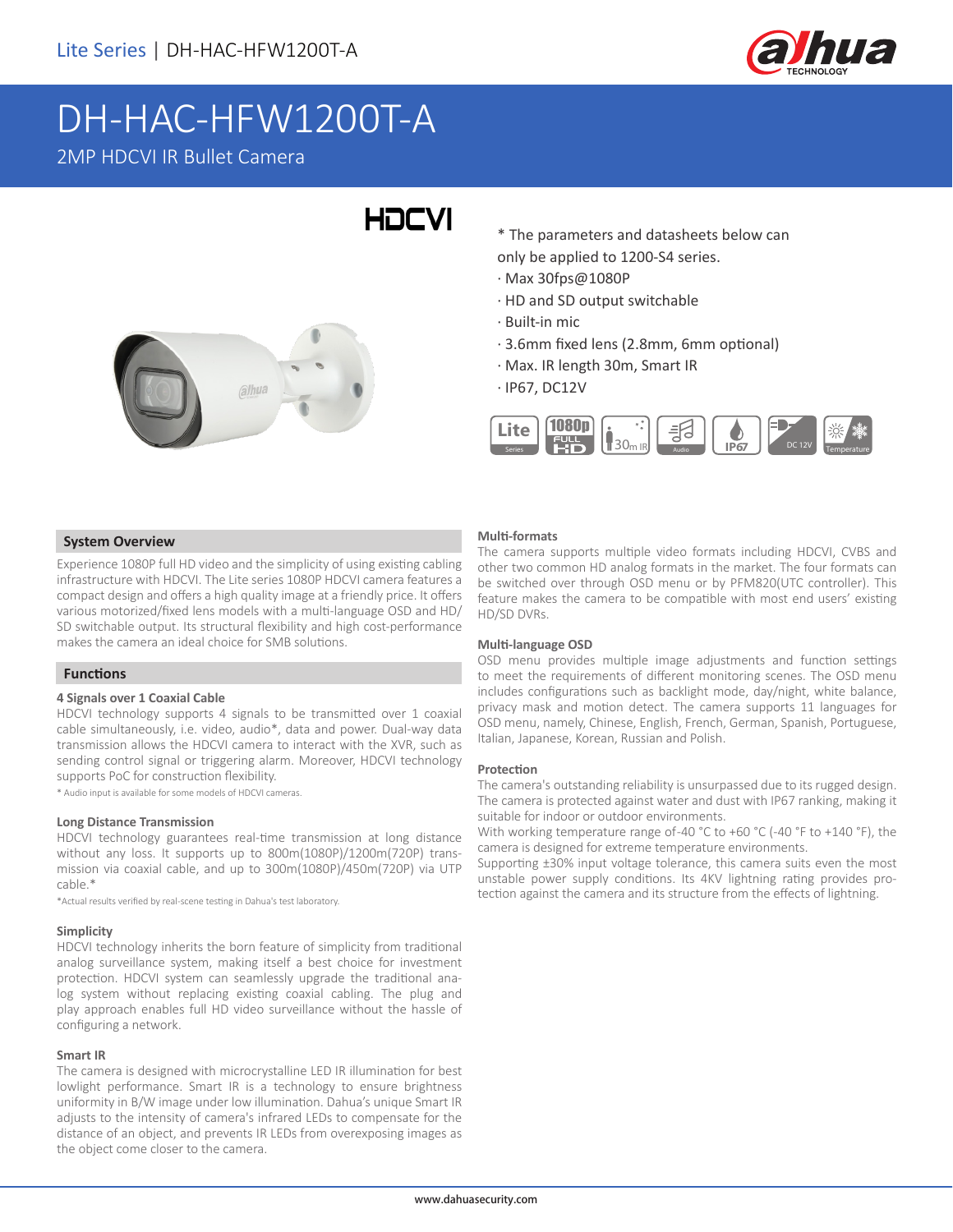# DH-HAC-HFW1200T-A

2MP HDCVI IR Bullet Camera

HDCVI

\* The parameters and datasheets below can only be applied to 1200-S4 series.

· Max 30fps@1080P
· HD and SD output switchable
· Built-in mic
· 3.6mm fixed lens (2.8mm, 6mm optional)
· Max. IR length 30m, Smart IR
· IP67, DC12V

## System Overview

Experience 1080P full HD video and the simplicity of using existing cabling infrastructure with HDCVI. The Lite series 1080P HDCVI camera features a compact design and offers a high quality image at a friendly price. It offers various motorized/fixed lens models with a multi-language OSD and HD/SD switchable output. Its structural flexibility and high cost-performance makes the camera an ideal choice for SMB solutions.

## Functions

### 4 Signals over 1 Coaxial Cable

HDCVI technology supports 4 signals to be transmitted over 1 coaxial cable simultaneously, i.e. video, audio*, data and power. Dual-way data transmission allows the HDCVI camera to interact with the XVR, such as sending control signal or triggering alarm. Moreover, HDCVI technology supports PoC for construction flexibility.

\* Audio input is available for some models of HDCVI cameras.

### Long Distance Transmission

HDCVI technology guarantees real-time transmission at long distance without any loss. It supports up to 800m(1080P)/1200m(720P) transmission via coaxial cable, and up to 300m(1080P)/450m(720P) via UTP cable.*

\*Actual results verified by real-scene testing in Dahua's test laboratory.

### Simplicity

HDCVI technology inherits the born feature of simplicity from traditional analog surveillance system, making itself a best choice for investment protection. HDCVI system can seamlessly upgrade the traditional analog system without replacing existing coaxial cabling. The plug and play approach enables full HD video surveillance without the hassle of configuring a network.

### Smart IR

The camera is designed with microcrystalline LED IR illumination for best lowlight performance. Smart IR is a technology to ensure brightness uniformity in B/W image under low illumination. Dahua's unique Smart IR adjusts to the intensity of camera's infrared LEDs to compensate for the distance of an object, and prevents IR LEDs from overexposing images as the object come closer to the camera.

### Multi-formats

The camera supports multiple video formats including HDCVI, CVBS and other two common HD analog formats in the market. The four formats can be switched over through OSD menu or by PFM820(UTC controller). This feature makes the camera to be compatible with most end users' existing HD/SD DVRs.

### Multi-language OSD

OSD menu provides multiple image adjustments and function settings to meet the requirements of different monitoring scenes. The OSD menu includes configurations such as backlight mode, day/night, white balance, privacy mask and motion detect. The camera supports 11 languages for OSD menu, namely, Chinese, English, French, German, Spanish, Portuguese, Italian, Japanese, Korean, Russian and Polish.

### Protection

The camera's outstanding reliability is unsurpassed due to its rugged design. The camera is protected against water and dust with IP67 ranking, making it suitable for indoor or outdoor environments.

With working temperature range of-40 °C to +60 °C (-40 °F to +140 °F), the camera is designed for extreme temperature environments.

Supporting ±30% input voltage tolerance, this camera suits even the most unstable power supply conditions. Its 4KV lightning rating provides protection against the camera and its structure from the effects of lightning.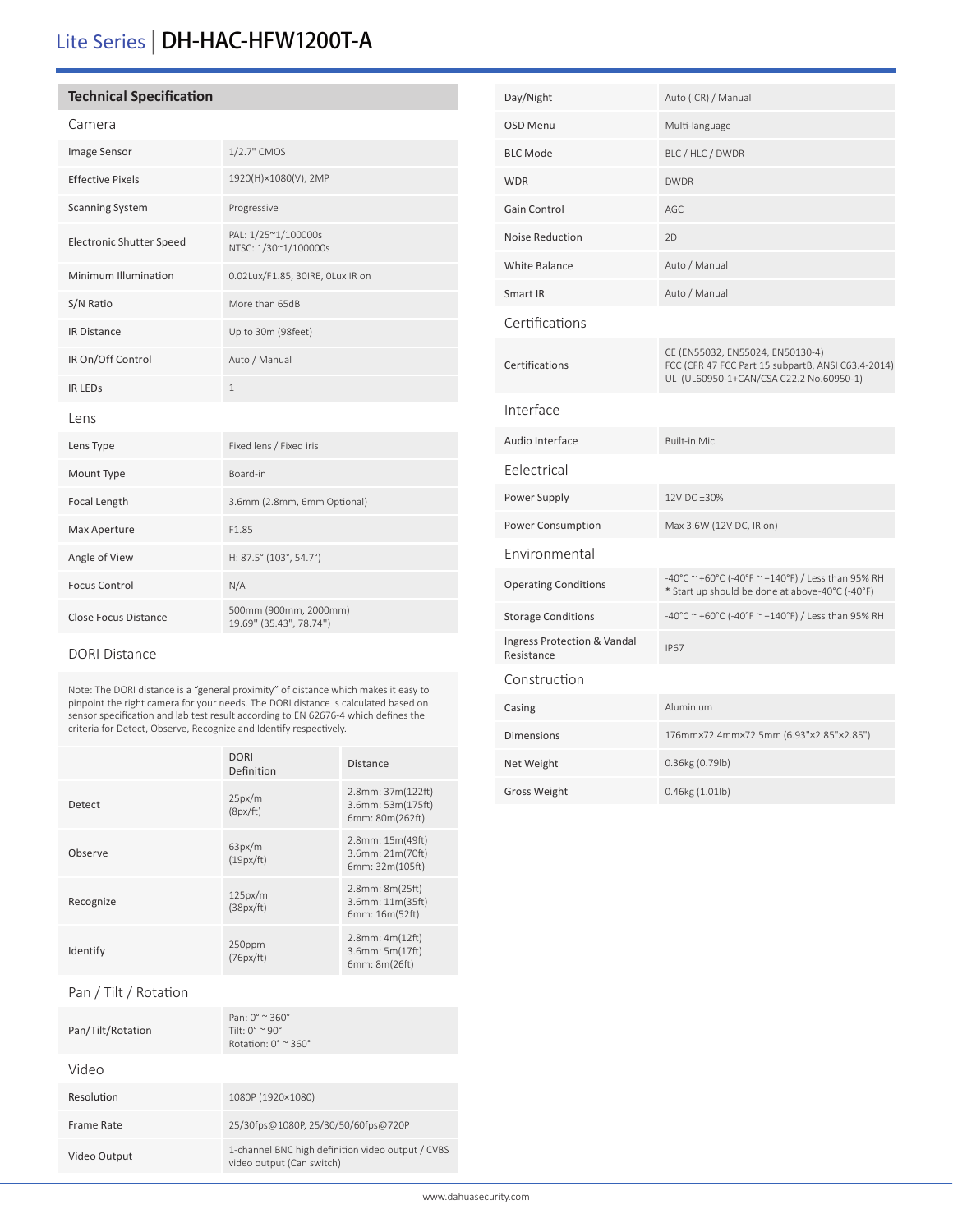# Lite Series | DH-HAC-HFW1200T-A

## Technical Specification

### Camera

| | |
|---|---|
| Image Sensor | 1/2.7" CMOS |
| Effective Pixels | 1920(H)×1080(V), 2MP |
| Scanning System | Progressive |
| Electronic Shutter Speed | PAL: 1/25~1/100000s<br>NTSC: 1/30~1/100000s |
| Minimum Illumination | 0.02Lux/F1.85, 30IRE, 0Lux IR on |
| S/N Ratio | More than 65dB |
| IR Distance | Up to 30m (98feet) |
| IR On/Off Control | Auto / Manual |
| IR LEDs | 1 |

### Lens

| | |
|---|---|
| Lens Type | Fixed lens / Fixed iris |
| Mount Type | Board-in |
| Focal Length | 3.6mm (2.8mm, 6mm Optional) |
| Max Aperture | F1.85 |
| Angle of View | H: 87.5° (103°, 54.7°) |
| Focus Control | N/A |
| Close Focus Distance | 500mm (900mm, 2000mm)<br>19.69" (35.43", 78.74") |

### DORI Distance

Note: The DORI distance is a "general proximity" of distance which makes it easy to pinpoint the right camera for your needs. The DORI distance is calculated based on sensor specification and lab test result according to EN 62676-4 which defines the criteria for Detect, Observe, Recognize and Identify respectively.

| | DORI Definition | Distance |
|---|---|---|
| Detect | 25px/m<br>(8px/ft) | 2.8mm: 37m(122ft)<br>3.6mm: 53m(175ft)<br>6mm: 80m(262ft) |
| Observe | 63px/m<br>(19px/ft) | 2.8mm: 15m(49ft)<br>3.6mm: 21m(70ft)<br>6mm: 32m(105ft) |
| Recognize | 125px/m<br>(38px/ft) | 2.8mm: 8m(25ft)<br>3.6mm: 11m(35ft)<br>6mm: 16m(52ft) |
| Identify | 250ppm<br>(76px/ft) | 2.8mm: 4m(12ft)<br>3.6mm: 5m(17ft)<br>6mm: 8m(26ft) |

### Pan / Tilt / Rotation

| | |
|---|---|
| Pan/Tilt/Rotation | Pan: 0° ~ 360°<br>Tilt: 0° ~ 90°<br>Rotation: 0° ~ 360° |

### Video

| | |
|---|---|
| Resolution | 1080P (1920×1080) |
| Frame Rate | 25/30fps@1080P, 25/30/50/60fps@720P |
| Video Output | 1-channel BNC high definition video output / CVBS video output (Can switch) |
| Day/Night | Auto (ICR) / Manual |
| OSD Menu | Multi-language |
| BLC Mode | BLC / HLC / DWDR |
| WDR | DWDR |
| Gain Control | AGC |
| Noise Reduction | 2D |
| White Balance | Auto / Manual |
| Smart IR | Auto / Manual |

### Certifications

| | |
|---|---|
| Certifications | CE (EN55032, EN55024, EN50130-4)<br>FCC (CFR 47 FCC Part 15 subpartB, ANSI C63.4-2014)<br>UL (UL60950-1+CAN/CSA C22.2 No.60950-1) |

### Interface

| | |
|---|---|
| Audio Interface | Built-in Mic |

### Eelectrical

| | |
|---|---|
| Power Supply | 12V DC ±30% |
| Power Consumption | Max 3.6W (12V DC, IR on) |

### Environmental

| | |
|---|---|
| Operating Conditions | -40°C ~ +60°C (-40°F ~ +140°F) / Less than 95% RH<br>* Start up should be done at above-40°C (-40°F) |
| Storage Conditions | -40°C ~ +60°C (-40°F ~ +140°F) / Less than 95% RH |
| Ingress Protection & Vandal Resistance | IP67 |

### Construction

| | |
|---|---|
| Casing | Aluminium |
| Dimensions | 176mm×72.4mm×72.5mm (6.93"×2.85"×2.85") |
| Net Weight | 0.36kg (0.79lb) |
| Gross Weight | 0.46kg (1.01lb) |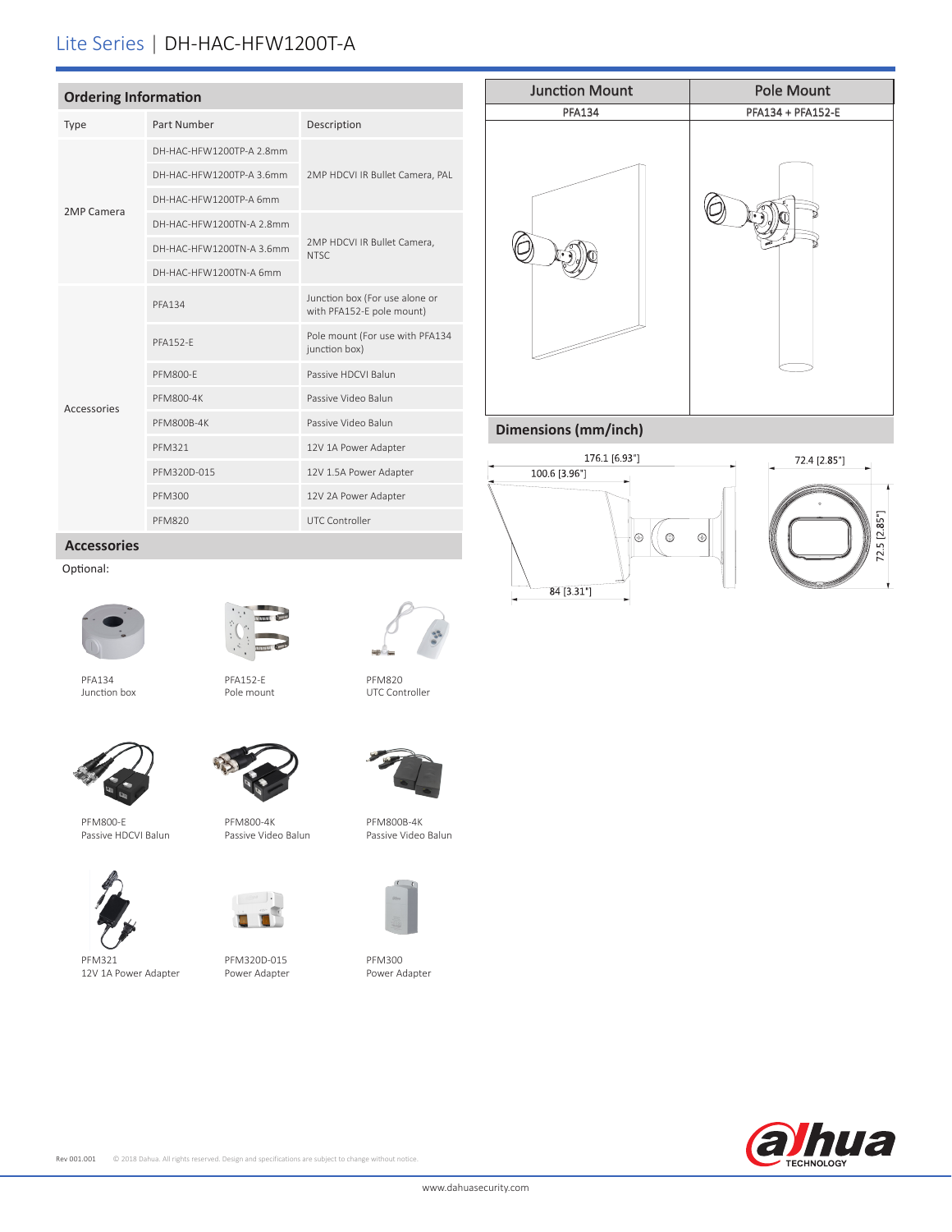# Lite Series | DH-HAC-HFW1200T-A

## Ordering Information

| Type | Part Number | Description |
|---|---|---|
| 2MP Camera | DH-HAC-HFW1200TP-A 2.8mm | 2MP HDCVI IR Bullet Camera, PAL |
| | DH-HAC-HFW1200TP-A 3.6mm | |
| | DH-HAC-HFW1200TP-A 6mm | |
| | DH-HAC-HFW1200TN-A 2.8mm | 2MP HDCVI IR Bullet Camera, NTSC |
| | DH-HAC-HFW1200TN-A 3.6mm | |
| | DH-HAC-HFW1200TN-A 6mm | |
| Accessories | PFA134 | Junction box (For use alone or with PFA152-E pole mount) |
| | PFA152-E | Pole mount (For use with PFA134 junction box) |
| | PFM800-E | Passive HDCVI Balun |
| | PFM800-4K | Passive Video Balun |
| | PFM800B-4K | Passive Video Balun |
| | PFM321 | 12V 1A Power Adapter |
| | PFM320D-015 | 12V 1.5A Power Adapter |
| | PFM300 | 12V 2A Power Adapter |
| | PFM820 | UTC Controller |

| Junction Mount | Pole Mount |
|---|---|
| PFA134 | PFA134 + PFA152-E |

## Dimensions (mm/inch)

176.1 [6.93"]

100.6 [3.96"]

84 [3.31"]

72.4 [2.85"]

72.5 [2.85"]

## Accessories

Optional:

PFA134
Junction box

PFA152-E
Pole mount

PFM820
UTC Controller

PFM800-E
Passive HDCVI Balun

PFM800-4K
Passive Video Balun

PFM800B-4K
Passive Video Balun

PFM321
12V 1A Power Adapter

PFM320D-015
Power Adapter

PFM300
Power Adapter

Rev 001.001 © 2018 Dahua. All rights reserved. Design and specifications are subject to change without notice.

www.dahuasecurity.com